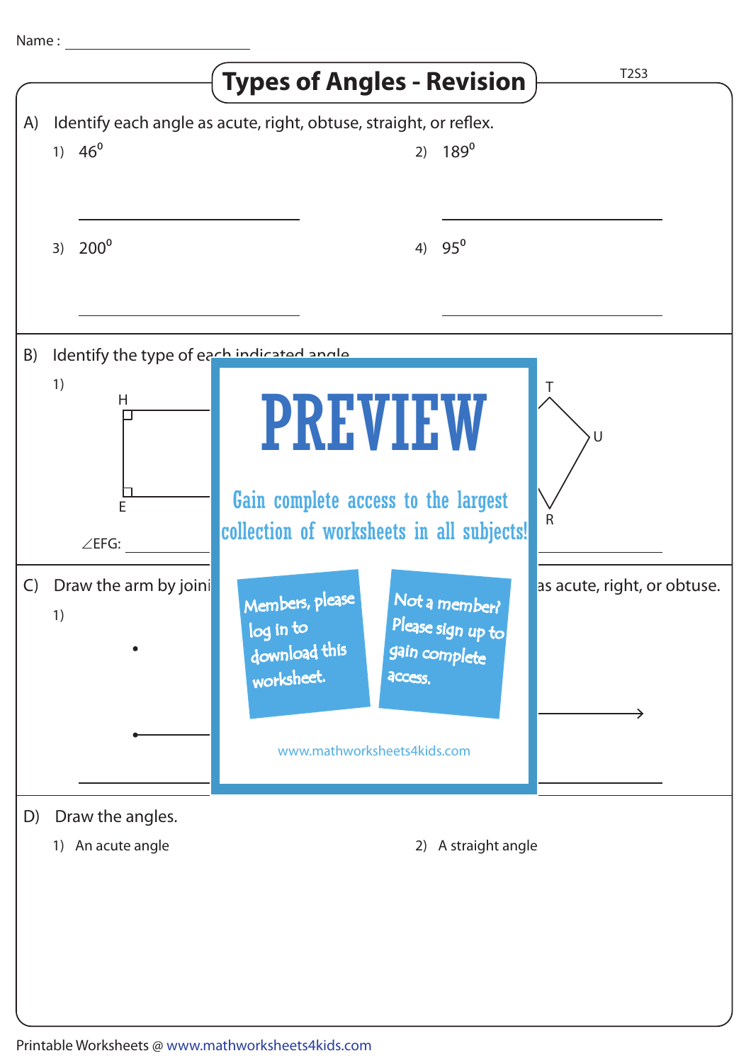Name :

# Types of Angles - Revision

T2S3

A) Identify each angle as acute, right, obtuse, straight, or reflex.

1) $46^0$ ____________

2) $189^0$ ____________

3) $200^0$ ____________

4) $95^0$ ____________

B) Identify the type of each indicated angle

1)

H

E

∠EFG: ____________

T

U

R

C) Draw the arm by joini ... as acute, right, or obtuse.

1)

PREVIEW

Gain complete access to the largest collection of worksheets in all subjects!

Members, please log in to download this worksheet.

Not a member? Please sign up to gain complete access.

www.mathworksheets4kids.com

D) Draw the angles.

1) An acute angle

2) A straight angle

Printable Worksheets @ www.mathworksheets4kids.com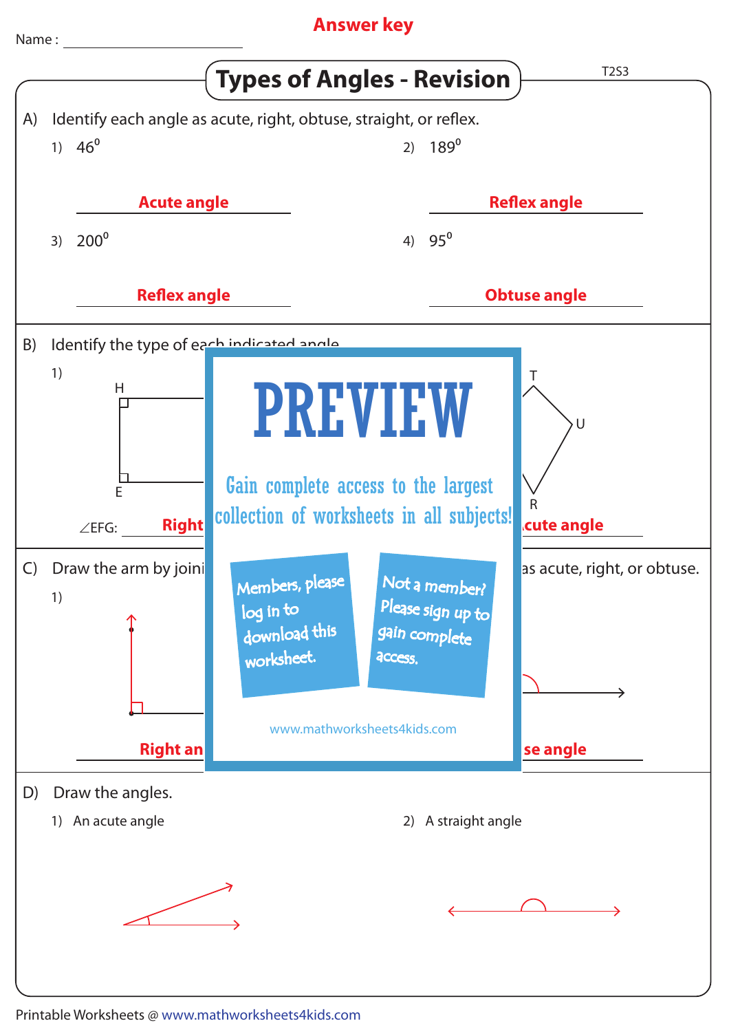Answer key

Name : ____________________

# Types of Angles - Revision

T2S3

A) Identify each angle as acute, right, obtuse, straight, or reflex.

1) $46^0$

**Acute angle**

2) $189^0$

**Reflex angle**

3) $200^0$

**Reflex angle**

4) $95^0$

**Obtuse angle**

B) Identify the type of each indicated angle.

1)

H

E

∠EFG: **Right**

T

U

R

**cute angle**

C) Draw the arm by joini... as acute, right, or obtuse.

1)

**Right an**

**se angle**

PREVIEW

Gain complete access to the largest collection of worksheets in all subjects!

Members, please log in to download this worksheet.

Not a member? Please sign up to gain complete access.

www.mathworksheets4kids.com

D) Draw the angles.

1) An acute angle

2) A straight angle

Printable Worksheets @ www.mathworksheets4kids.com